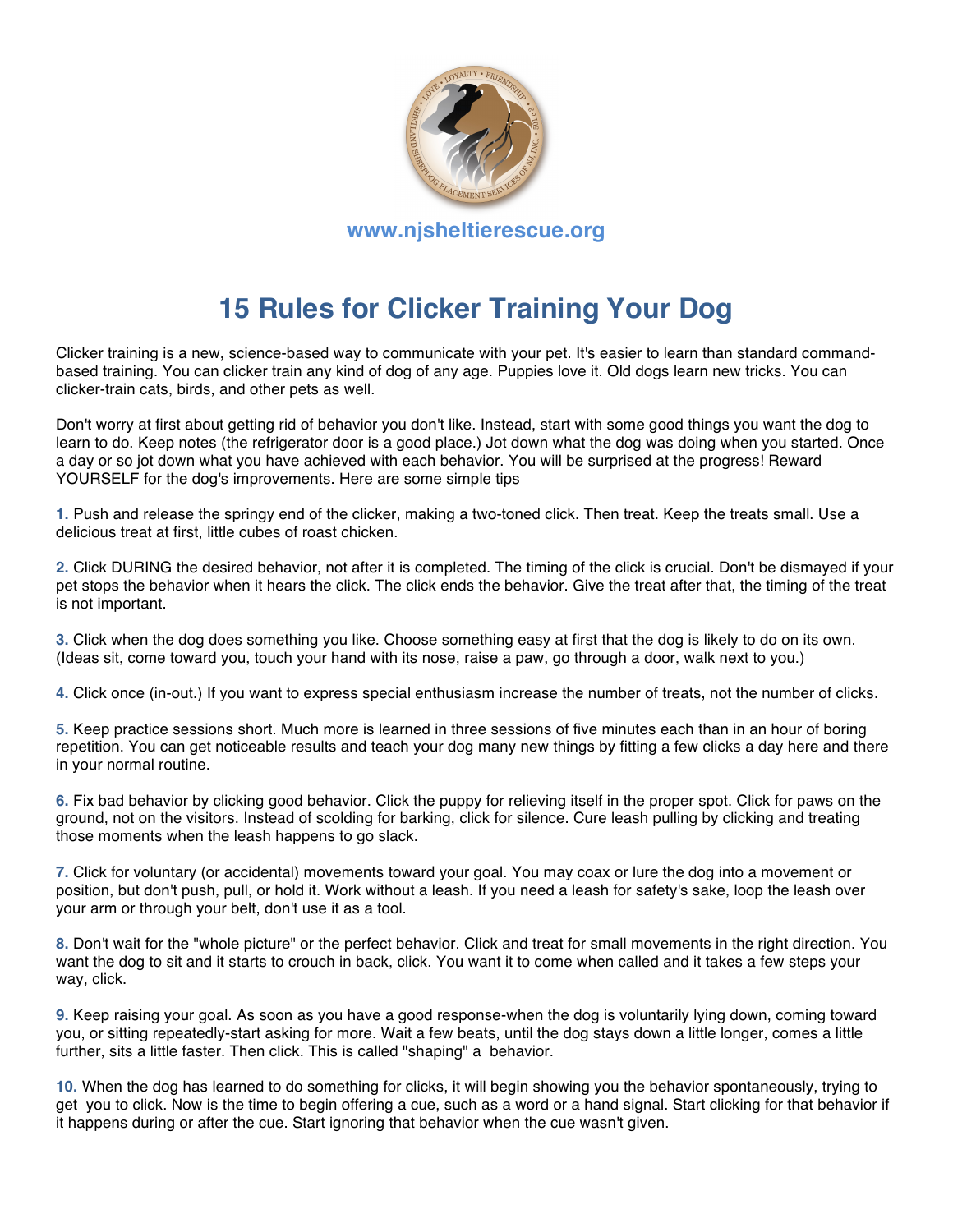www.njsheltierescue.org

# 15 Rules for Clicker Training Your Dog

Clicker training is a new, science-based way to communicate with your pet. It's easier to learn than standard command-based training. You can clicker train any kind of dog of any age. Puppies love it. Old dogs learn new tricks. You can clicker-train cats, birds, and other pets as well.

Don't worry at first about getting rid of behavior you don't like. Instead, start with some good things you want the dog to learn to do. Keep notes (the refrigerator door is a good place.) Jot down what the dog was doing when you started. Once a day or so jot down what you have achieved with each behavior. You will be surprised at the progress! Reward YOURSELF for the dog's improvements. Here are some simple tips

**1.** Push and release the springy end of the clicker, making a two-toned click. Then treat. Keep the treats small. Use a delicious treat at first, little cubes of roast chicken.

**2.** Click DURING the desired behavior, not after it is completed. The timing of the click is crucial. Don't be dismayed if your pet stops the behavior when it hears the click. The click ends the behavior. Give the treat after that, the timing of the treat is not important.

**3.** Click when the dog does something you like. Choose something easy at first that the dog is likely to do on its own. (Ideas sit, come toward you, touch your hand with its nose, raise a paw, go through a door, walk next to you.)

**4.** Click once (in-out.) If you want to express special enthusiasm increase the number of treats, not the number of clicks.

**5.** Keep practice sessions short. Much more is learned in three sessions of five minutes each than in an hour of boring repetition. You can get noticeable results and teach your dog many new things by fitting a few clicks a day here and there in your normal routine.

**6.** Fix bad behavior by clicking good behavior. Click the puppy for relieving itself in the proper spot. Click for paws on the ground, not on the visitors. Instead of scolding for barking, click for silence. Cure leash pulling by clicking and treating those moments when the leash happens to go slack.

**7.** Click for voluntary (or accidental) movements toward your goal. You may coax or lure the dog into a movement or position, but don't push, pull, or hold it. Work without a leash. If you need a leash for safety's sake, loop the leash over your arm or through your belt, don't use it as a tool.

**8.** Don't wait for the "whole picture" or the perfect behavior. Click and treat for small movements in the right direction. You want the dog to sit and it starts to crouch in back, click. You want it to come when called and it takes a few steps your way, click.

**9.** Keep raising your goal. As soon as you have a good response-when the dog is voluntarily lying down, coming toward you, or sitting repeatedly-start asking for more. Wait a few beats, until the dog stays down a little longer, comes a little further, sits a little faster. Then click. This is called "shaping" a behavior.

**10.** When the dog has learned to do something for clicks, it will begin showing you the behavior spontaneously, trying to get you to click. Now is the time to begin offering a cue, such as a word or a hand signal. Start clicking for that behavior if it happens during or after the cue. Start ignoring that behavior when the cue wasn't given.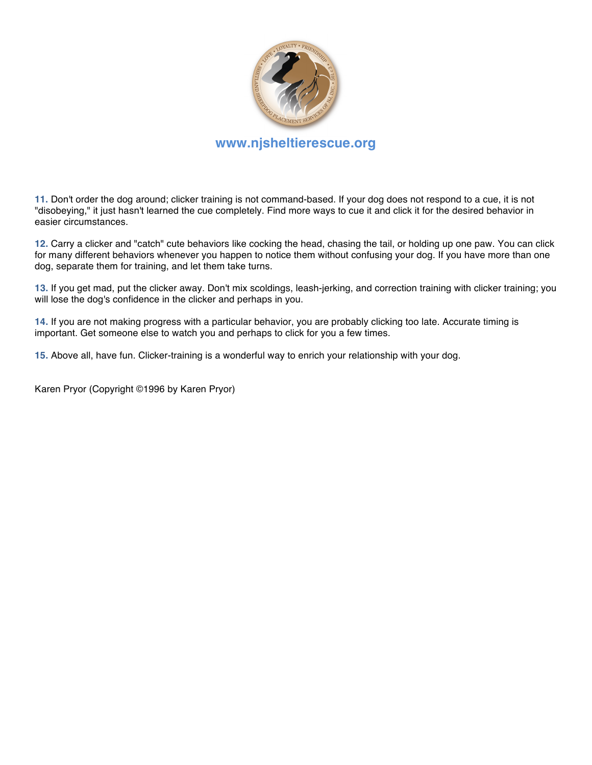www.njsheltierescue.org

**11.** Don't order the dog around; clicker training is not command-based. If your dog does not respond to a cue, it is not "disobeying," it just hasn't learned the cue completely. Find more ways to cue it and click it for the desired behavior in easier circumstances.

**12.** Carry a clicker and "catch" cute behaviors like cocking the head, chasing the tail, or holding up one paw. You can click for many different behaviors whenever you happen to notice them without confusing your dog. If you have more than one dog, separate them for training, and let them take turns.

**13.** If you get mad, put the clicker away. Don't mix scoldings, leash-jerking, and correction training with clicker training; you will lose the dog's confidence in the clicker and perhaps in you.

**14.** If you are not making progress with a particular behavior, you are probably clicking too late. Accurate timing is important. Get someone else to watch you and perhaps to click for you a few times.

**15.** Above all, have fun. Clicker-training is a wonderful way to enrich your relationship with your dog.

Karen Pryor (Copyright ©1996 by Karen Pryor)